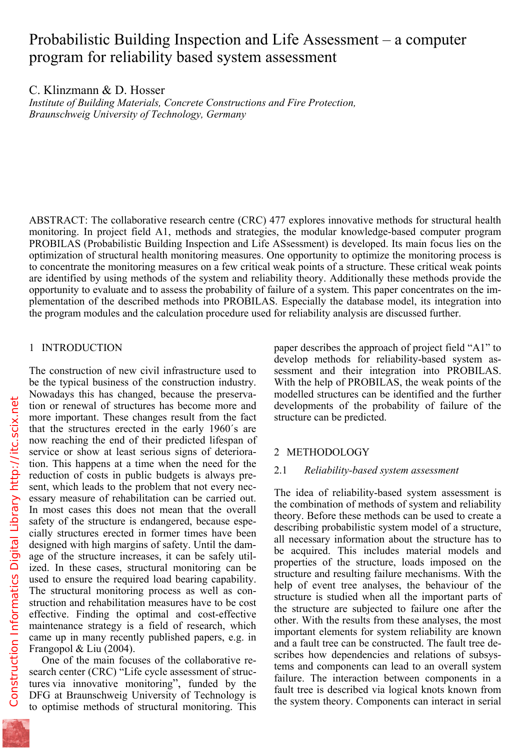# Probabilistic Building Inspection and Life Assessment – a computer program for reliability based system assessment

C. Klinzmann & D. Hosser

*Institute of Building Materials, Concrete Constructions and Fire Protection, Braunschweig University of Technology, Germany*

ABSTRACT: The collaborative research centre (CRC) 477 explores innovative methods for structural health monitoring. In project field A1, methods and strategies, the modular knowledge-based computer program PROBILAS (Probabilistic Building Inspection and Life ASsessment) is developed. Its main focus lies on the optimization of structural health monitoring measures. One opportunity to optimize the monitoring process is to concentrate the monitoring measures on a few critical weak points of a structure. These critical weak points are identified by using methods of the system and reliability theory. Additionally these methods provide the opportunity to evaluate and to assess the probability of failure of a system. This paper concentrates on the implementation of the described methods into PROBILAS. Especially the database model, its integration into the program modules and the calculation procedure used for reliability analysis are discussed further.

## 1 INTRODUCTION

The construction of new civil infrastructure used to be the typical business of the construction industry. Nowadays this has changed, because the preservation or renewal of structures has become more and more important. These changes result from the fact that the structures erected in the early 1960´s are now reaching the end of their predicted lifespan of service or show at least serious signs of deterioration. This happens at a time when the need for the reduction of costs in public budgets is always present, which leads to the problem that not every necessary measure of rehabilitation can be carried out. In most cases this does not mean that the overall safety of the structure is endangered, because especially structures erected in former times have been designed with high margins of safety. Until the damage of the structure increases, it can be safely utilized. In these cases, structural monitoring can be used to ensure the required load bearing capability. The structural monitoring process as well as construction and rehabilitation measures have to be cost effective. Finding the optimal and cost-effective maintenance strategy is a field of research, which came up in many recently published papers, e.g. in Frangopol & Liu (2004).

One of the main focuses of the collaborative research center (CRC) "Life cycle assessment of structures via innovative monitoring", funded by the DFG at Braunschweig University of Technology is to optimise methods of structural monitoring. This paper describes the approach of project field "A1" to develop methods for reliability-based system assessment and their integration into PROBILAS. With the help of PROBILAS, the weak points of the modelled structures can be identified and the further developments of the probability of failure of the structure can be predicted.

## 2 METHODOLOGY

### 2.1 *Reliability-based system assessment*

The idea of reliability-based system assessment is the combination of methods of system and reliability theory. Before these methods can be used to create a describing probabilistic system model of a structure, all necessary information about the structure has to be acquired. This includes material models and properties of the structure, loads imposed on the structure and resulting failure mechanisms. With the help of event tree analyses, the behaviour of the structure is studied when all the important parts of the structure are subjected to failure one after the other. With the results from these analyses, the most important elements for system reliability are known and a fault tree can be constructed. The fault tree describes how dependencies and relations of subsystems and components can lead to an overall system failure. The interaction between components in a fault tree is described via logical knots known from the system theory. Components can interact in serial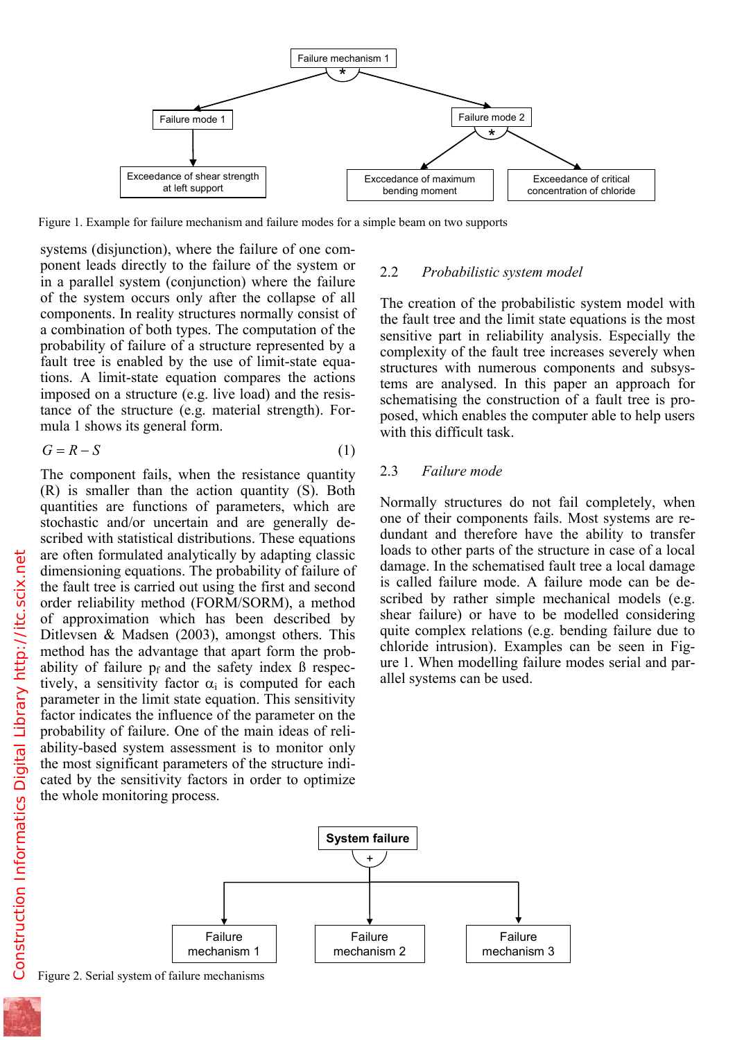Figure 1. Example for failure mechanism and failure modes for a simple beam on two supports

systems (disjunction), where the failure of one component leads directly to the failure of the system or in a parallel system (conjunction) where the failure of the system occurs only after the collapse of all components. In reality structures normally consist of a combination of both types. The computation of the probability of failure of a structure represented by a fault tree is enabled by the use of limit-state equations. A limit-state equation compares the actions imposed on a structure (e.g. live load) and the resistance of the structure (e.g. material strength). Formula 1 shows its general form.

$$G = R - S \tag{1}$$

The component fails, when the resistance quantity (R) is smaller than the action quantity (S). Both quantities are functions of parameters, which are stochastic and/or uncertain and are generally described with statistical distributions. These equations are often formulated analytically by adapting classic dimensioning equations. The probability of failure of the fault tree is carried out using the first and second order reliability method (FORM/SORM), a method of approximation which has been described by Ditlevsen & Madsen (2003), amongst others. This method has the advantage that apart form the probability of failure $p_f$ and the safety index ß respectively, a sensitivity factor $\alpha_i$ is computed for each parameter in the limit state equation. This sensitivity factor indicates the influence of the parameter on the probability of failure. One of the main ideas of reliability-based system assessment is to monitor only the most significant parameters of the structure indicated by the sensitivity factors in order to optimize the whole monitoring process.

## 2.2 *Probabilistic system model*

The creation of the probabilistic system model with the fault tree and the limit state equations is the most sensitive part in reliability analysis. Especially the complexity of the fault tree increases severely when structures with numerous components and subsystems are analysed. In this paper an approach for schematising the construction of a fault tree is proposed, which enables the computer able to help users with this difficult task.

## 2.3 *Failure mode*

Normally structures do not fail completely, when one of their components fails. Most systems are redundant and therefore have the ability to transfer loads to other parts of the structure in case of a local damage. In the schematised fault tree a local damage is called failure mode. A failure mode can be described by rather simple mechanical models (e.g. shear failure) or have to be modelled considering quite complex relations (e.g. bending failure due to chloride intrusion). Examples can be seen in Figure 1. When modelling failure modes serial and parallel systems can be used.

Figure 2. Serial system of failure mechanisms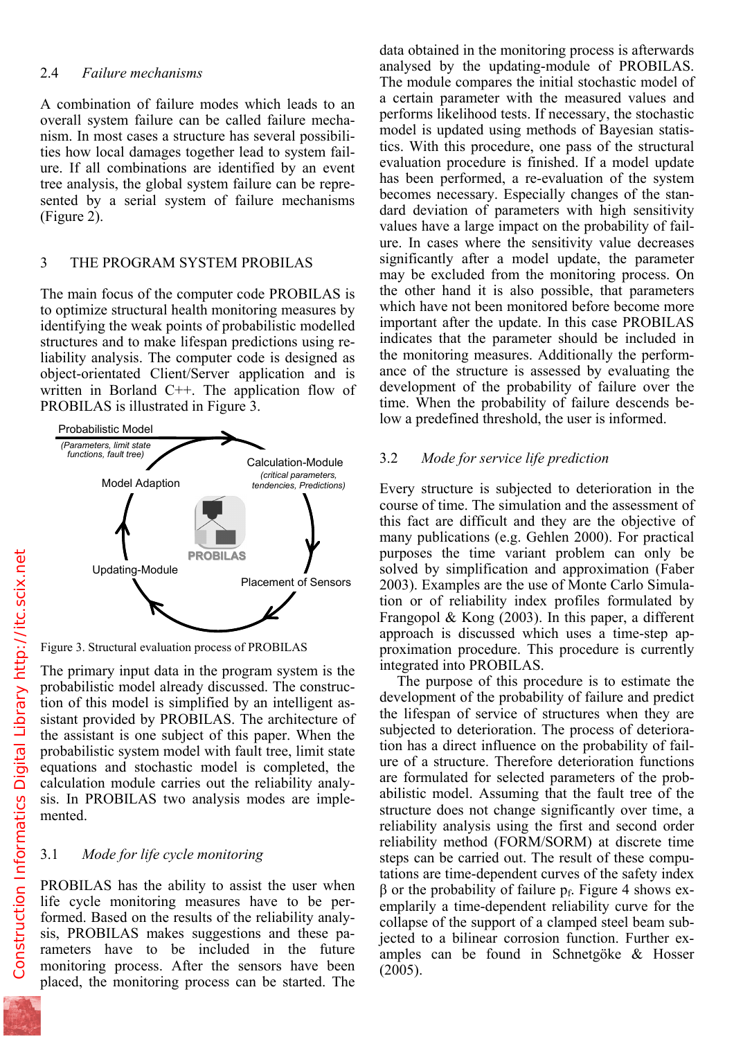### 2.4 *Failure mechanisms*

A combination of failure modes which leads to an overall system failure can be called failure mechanism. In most cases a structure has several possibilities how local damages together lead to system failure. If all combinations are identified by an event tree analysis, the global system failure can be represented by a serial system of failure mechanisms (Figure 2).

## 3 THE PROGRAM SYSTEM PROBILAS

The main focus of the computer code PROBILAS is to optimize structural health monitoring measures by identifying the weak points of probabilistic modelled structures and to make lifespan predictions using reliability analysis. The computer code is designed as object-orientated Client/Server application and is written in Borland C++. The application flow of PROBILAS is illustrated in Figure 3.

Figure 3. Structural evaluation process of PROBILAS

The primary input data in the program system is the probabilistic model already discussed. The construction of this model is simplified by an intelligent assistant provided by PROBILAS. The architecture of the assistant is one subject of this paper. When the probabilistic system model with fault tree, limit state equations and stochastic model is completed, the calculation module carries out the reliability analysis. In PROBILAS two analysis modes are implemented.

### 3.1 *Mode for life cycle monitoring*

PROBILAS has the ability to assist the user when life cycle monitoring measures have to be performed. Based on the results of the reliability analysis, PROBILAS makes suggestions and these parameters have to be included in the future monitoring process. After the sensors have been placed, the monitoring process can be started. The data obtained in the monitoring process is afterwards analysed by the updating-module of PROBILAS. The module compares the initial stochastic model of a certain parameter with the measured values and performs likelihood tests. If necessary, the stochastic model is updated using methods of Bayesian statistics. With this procedure, one pass of the structural evaluation procedure is finished. If a model update has been performed, a re-evaluation of the system becomes necessary. Especially changes of the standard deviation of parameters with high sensitivity values have a large impact on the probability of failure. In cases where the sensitivity value decreases significantly after a model update, the parameter may be excluded from the monitoring process. On the other hand it is also possible, that parameters which have not been monitored before become more important after the update. In this case PROBILAS indicates that the parameter should be included in the monitoring measures. Additionally the performance of the structure is assessed by evaluating the development of the probability of failure over the time. When the probability of failure descends below a predefined threshold, the user is informed.

### 3.2 *Mode for service life prediction*

Every structure is subjected to deterioration in the course of time. The simulation and the assessment of this fact are difficult and they are the objective of many publications (e.g. Gehlen 2000). For practical purposes the time variant problem can only be solved by simplification and approximation (Faber 2003). Examples are the use of Monte Carlo Simulation or of reliability index profiles formulated by Frangopol & Kong (2003). In this paper, a different approach is discussed which uses a time-step approximation procedure. This procedure is currently integrated into PROBILAS.

The purpose of this procedure is to estimate the development of the probability of failure and predict the lifespan of service of structures when they are subjected to deterioration. The process of deterioration has a direct influence on the probability of failure of a structure. Therefore deterioration functions are formulated for selected parameters of the probabilistic model. Assuming that the fault tree of the structure does not change significantly over time, a reliability analysis using the first and second order reliability method (FORM/SORM) at discrete time steps can be carried out. The result of these computations are time-dependent curves of the safety index $\beta$ or the probability of failure $p_f$. Figure 4 shows exemplarily a time-dependent reliability curve for the collapse of the support of a clamped steel beam subjected to a bilinear corrosion function. Further examples can be found in Schnetgöke & Hosser (2005).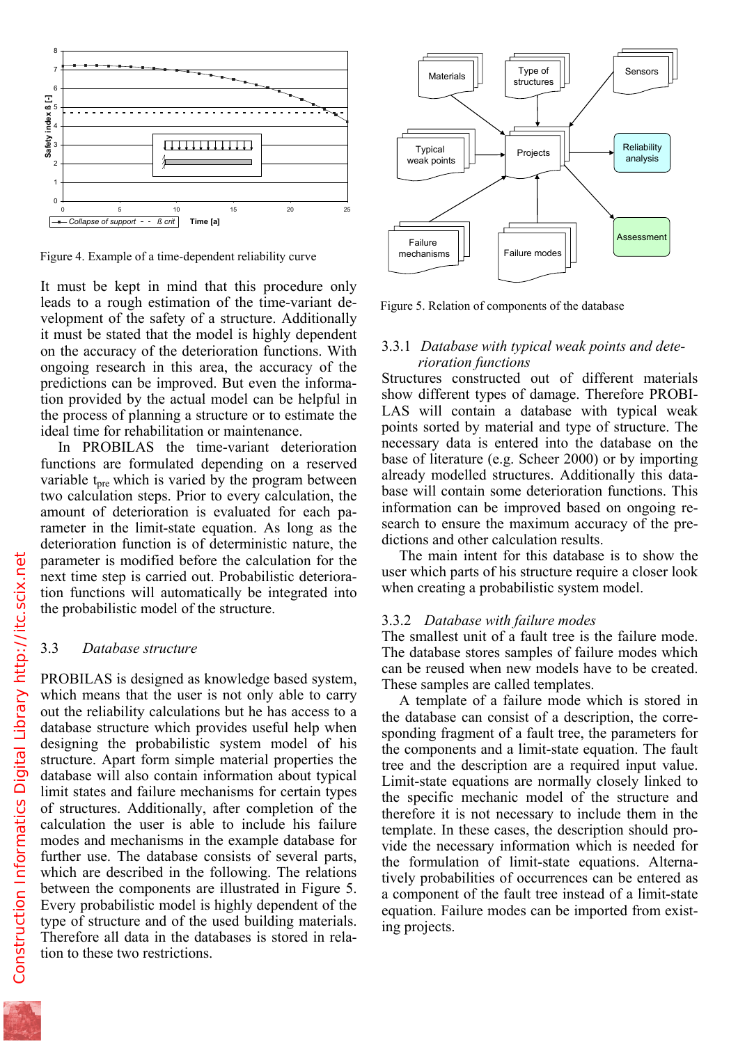Figure 4. Example of a time-dependent reliability curve

It must be kept in mind that this procedure only leads to a rough estimation of the time-variant development of the safety of a structure. Additionally it must be stated that the model is highly dependent on the accuracy of the deterioration functions. With ongoing research in this area, the accuracy of the predictions can be improved. But even the information provided by the actual model can be helpful in the process of planning a structure or to estimate the ideal time for rehabilitation or maintenance.

In PROBILAS the time-variant deterioration functions are formulated depending on a reserved variable $t_{pre}$ which is varied by the program between two calculation steps. Prior to every calculation, the amount of deterioration is evaluated for each parameter in the limit-state equation. As long as the deterioration function is of deterministic nature, the parameter is modified before the calculation for the next time step is carried out. Probabilistic deterioration functions will automatically be integrated into the probabilistic model of the structure.

### 3.3 *Database structure*

PROBILAS is designed as knowledge based system, which means that the user is not only able to carry out the reliability calculations but he has access to a database structure which provides useful help when designing the probabilistic system model of his structure. Apart form simple material properties the database will also contain information about typical limit states and failure mechanisms for certain types of structures. Additionally, after completion of the calculation the user is able to include his failure modes and mechanisms in the example database for further use. The database consists of several parts, which are described in the following. The relations between the components are illustrated in Figure 5. Every probabilistic model is highly dependent of the type of structure and of the used building materials. Therefore all data in the databases is stored in relation to these two restrictions.

Figure 5. Relation of components of the database

#### 3.3.1 *Database with typical weak points and deterioration functions*

Structures constructed out of different materials show different types of damage. Therefore PROBILAS will contain a database with typical weak points sorted by material and type of structure. The necessary data is entered into the database on the base of literature (e.g. Scheer 2000) or by importing already modelled structures. Additionally this database will contain some deterioration functions. This information can be improved based on ongoing research to ensure the maximum accuracy of the predictions and other calculation results.

The main intent for this database is to show the user which parts of his structure require a closer look when creating a probabilistic system model.

#### 3.3.2 *Database with failure modes*

The smallest unit of a fault tree is the failure mode. The database stores samples of failure modes which can be reused when new models have to be created. These samples are called templates.

A template of a failure mode which is stored in the database can consist of a description, the corresponding fragment of a fault tree, the parameters for the components and a limit-state equation. The fault tree and the description are a required input value. Limit-state equations are normally closely linked to the specific mechanic model of the structure and therefore it is not necessary to include them in the template. In these cases, the description should provide the necessary information which is needed for the formulation of limit-state equations. Alternatively probabilities of occurrences can be entered as a component of the fault tree instead of a limit-state equation. Failure modes can be imported from existing projects.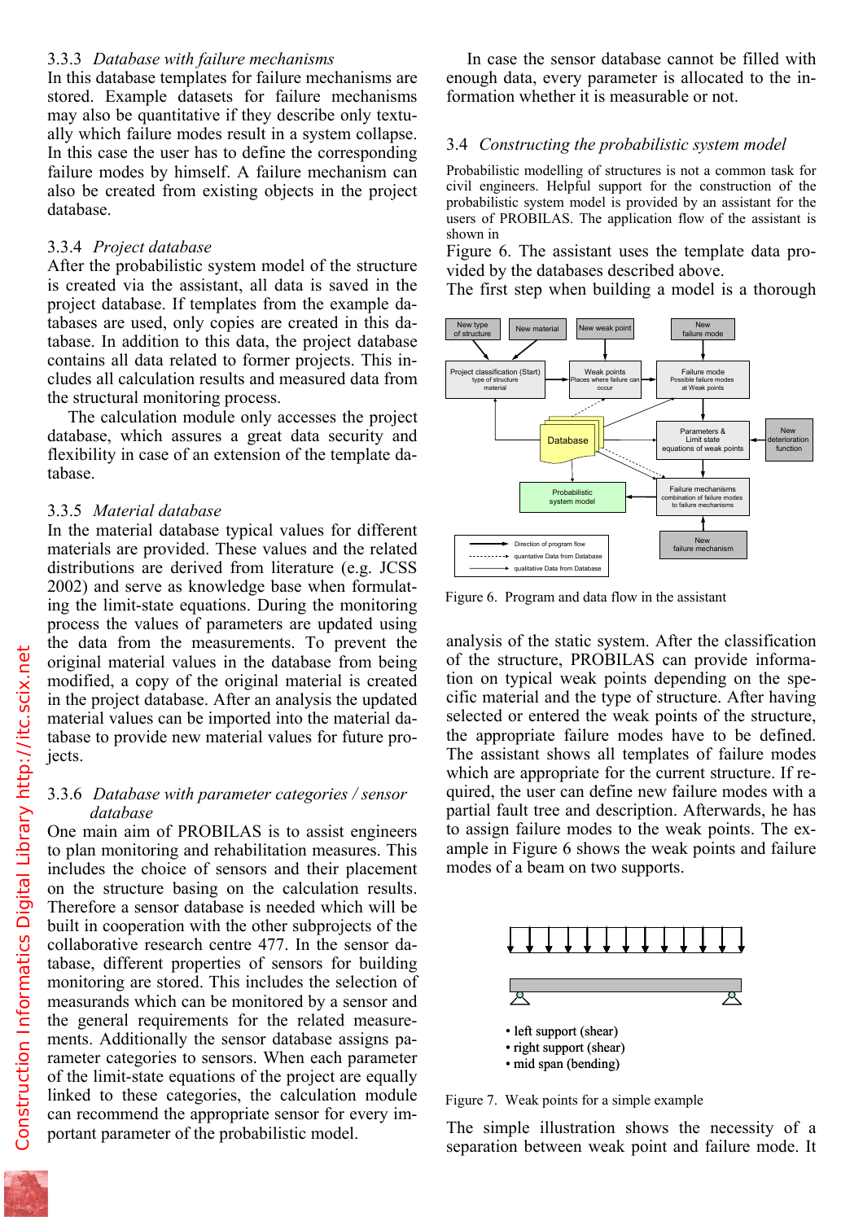### 3.3.3 *Database with failure mechanisms*

In this database templates for failure mechanisms are stored. Example datasets for failure mechanisms may also be quantitative if they describe only textually which failure modes result in a system collapse. In this case the user has to define the corresponding failure modes by himself. A failure mechanism can also be created from existing objects in the project database.

### 3.3.4 *Project database*

After the probabilistic system model of the structure is created via the assistant, all data is saved in the project database. If templates from the example databases are used, only copies are created in this database. In addition to this data, the project database contains all data related to former projects. This includes all calculation results and measured data from the structural monitoring process.

The calculation module only accesses the project database, which assures a great data security and flexibility in case of an extension of the template database.

### 3.3.5 *Material database*

In the material database typical values for different materials are provided. These values and the related distributions are derived from literature (e.g. JCSS 2002) and serve as knowledge base when formulating the limit-state equations. During the monitoring process the values of parameters are updated using the data from the measurements. To prevent the original material values in the database from being modified, a copy of the original material is created in the project database. After an analysis the updated material values can be imported into the material database to provide new material values for future projects.

### 3.3.6 *Database with parameter categories / sensor database*

One main aim of PROBILAS is to assist engineers to plan monitoring and rehabilitation measures. This includes the choice of sensors and their placement on the structure basing on the calculation results. Therefore a sensor database is needed which will be built in cooperation with the other subprojects of the collaborative research centre 477. In the sensor database, different properties of sensors for building monitoring are stored. This includes the selection of measurands which can be monitored by a sensor and the general requirements for the related measurements. Additionally the sensor database assigns parameter categories to sensors. When each parameter of the limit-state equations of the project are linked to these categories, the calculation module can recommend the appropriate sensor for every important parameter of the probabilistic model.

In case the sensor database cannot be filled with enough data, every parameter is allocated to the information whether it is measurable or not.

## 3.4 *Constructing the probabilistic system model*

Probabilistic modelling of structures is not a common task for civil engineers. Helpful support for the construction of the probabilistic system model is provided by an assistant for the users of PROBILAS. The application flow of the assistant is shown in Figure 6. The assistant uses the template data provided by the databases described above.

The first step when building a model is a thorough analysis of the static system. After the classification of the structure, PROBILAS can provide information on typical weak points depending on the specific material and the type of structure. After having selected or entered the weak points of the structure, the appropriate failure modes have to be defined. The assistant shows all templates of failure modes which are appropriate for the current structure. If required, the user can define new failure modes with a partial fault tree and description. Afterwards, he has to assign failure modes to the weak points. The example in Figure 6 shows the weak points and failure modes of a beam on two supports.

Figure 6. Program and data flow in the assistant

Figure 7. Weak points for a simple example

- left support (shear)
- right support (shear)
- mid span (bending)

The simple illustration shows the necessity of a separation between weak point and failure mode. It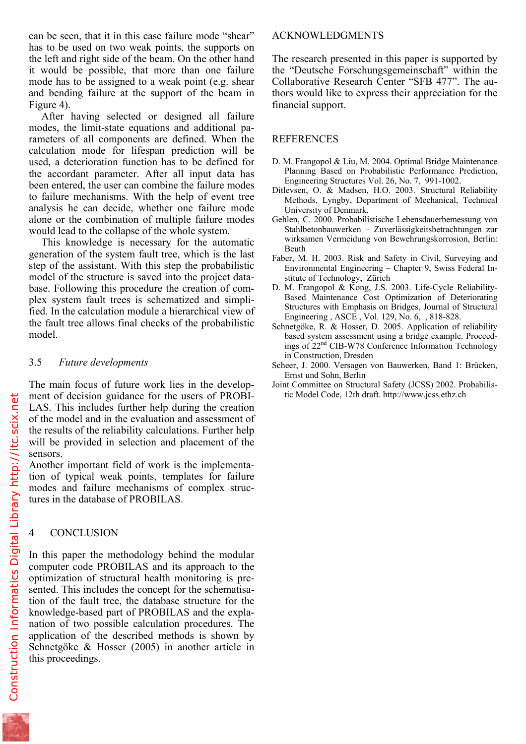can be seen, that it in this case failure mode "shear" has to be used on two weak points, the supports on the left and right side of the beam. On the other hand it would be possible, that more than one failure mode has to be assigned to a weak point (e.g. shear and bending failure at the support of the beam in Figure 4).

After having selected or designed all failure modes, the limit-state equations and additional parameters of all components are defined. When the calculation mode for lifespan prediction will be used, a deterioration function has to be defined for the accordant parameter. After all input data has been entered, the user can combine the failure modes to failure mechanisms. With the help of event tree analysis he can decide, whether one failure mode alone or the combination of multiple failure modes would lead to the collapse of the whole system.

This knowledge is necessary for the automatic generation of the system fault tree, which is the last step of the assistant. With this step the probabilistic model of the structure is saved into the project database. Following this procedure the creation of complex system fault trees is schematized and simplified. In the calculation module a hierarchical view of the fault tree allows final checks of the probabilistic model.

### 3.5 *Future developments*

The main focus of future work lies in the development of decision guidance for the users of PROBILAS. This includes further help during the creation of the model and in the evaluation and assessment of the results of the reliability calculations. Further help will be provided in selection and placement of the sensors.

Another important field of work is the implementation of typical weak points, templates for failure modes and failure mechanisms of complex structures in the database of PROBILAS.

## 4 CONCLUSION

In this paper the methodology behind the modular computer code PROBILAS and its approach to the optimization of structural health monitoring is presented. This includes the concept for the schematisation of the fault tree, the database structure for the knowledge-based part of PROBILAS and the explanation of two possible calculation procedures. The application of the described methods is shown by Schnetgöke & Hosser (2005) in another article in this proceedings.

## ACKNOWLEDGMENTS

The research presented in this paper is supported by the "Deutsche Forschungsgemeinschaft" within the Collaborative Research Center "SFB 477". The authors would like to express their appreciation for the financial support.

## REFERENCES

D. M. Frangopol & Liu, M. 2004. Optimal Bridge Maintenance Planning Based on Probabilistic Performance Prediction, Engineering Structures Vol. 26, No. 7, 991-1002.

Ditlevsen, O. & Madsen, H.O. 2003. Structural Reliability Methods, Lyngby, Department of Mechanical, Technical University of Denmark.

Gehlen, C. 2000. Probabilistische Lebensdauerbemessung von Stahlbetonbauwerken – Zuverlässigkeitsbetrachtungen zur wirksamen Vermeidung von Bewehrungskorrosion, Berlin: Beuth

Faber, M. H. 2003. Risk and Safety in Civil, Surveying and Environmental Engineering – Chapter 9, Swiss Federal Institute of Technology, Zürich

D. M. Frangopol & Kong, J.S. 2003. Life-Cycle Reliability-Based Maintenance Cost Optimization of Deteriorating Structures with Emphasis on Bridges, Journal of Structural Engineering , ASCE , Vol. 129, No. 6, , 818-828.

Schnetgöke, R. & Hosser, D. 2005. Application of reliability based system assessment using a bridge example. Proceedings of 22nd CIB-W78 Conference Information Technology in Construction, Dresden

Scheer, J. 2000. Versagen von Bauwerken, Band 1: Brücken, Ernst und Sohn, Berlin

Joint Committee on Structural Safety (JCSS) 2002. Probabilistic Model Code, 12th draft. http://www.jcss.ethz.ch